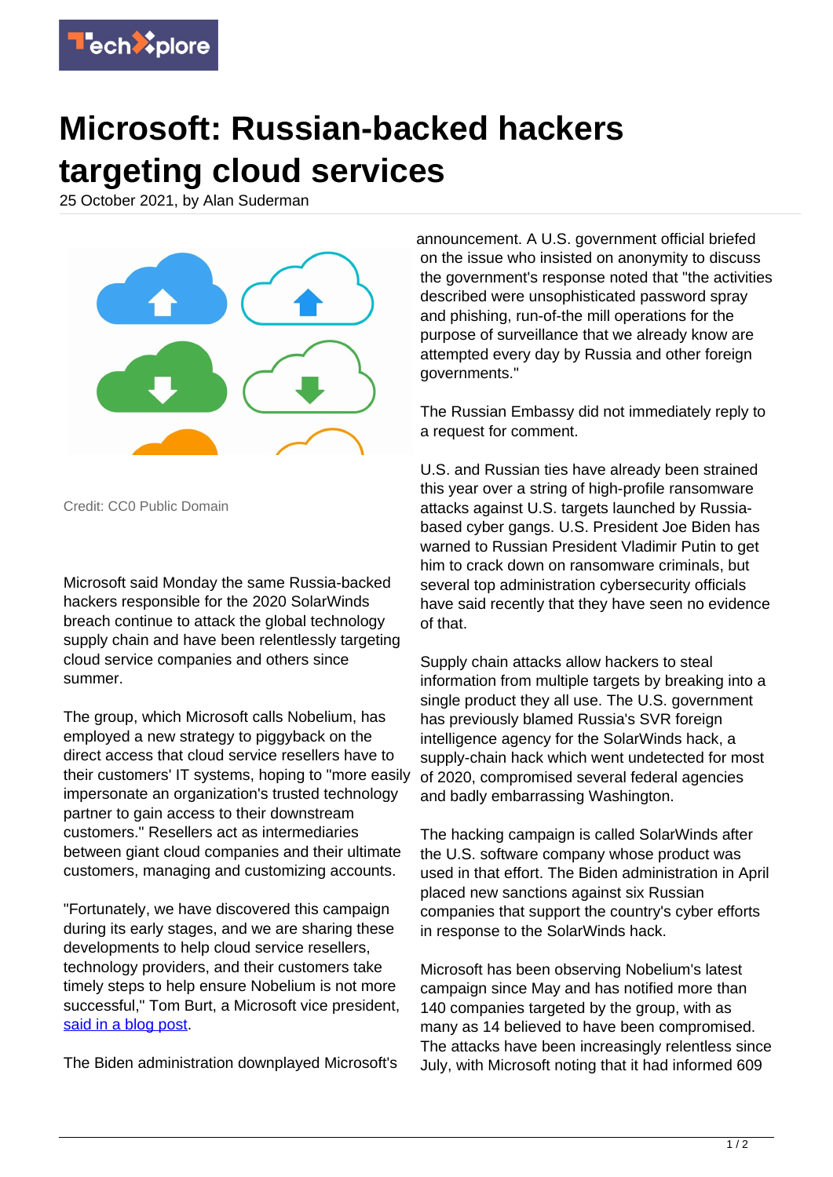# Microsoft: Russian-backed hackers targeting cloud services

25 October 2021, by Alan Suderman

Credit: CC0 Public Domain

Microsoft said Monday the same Russia-backed hackers responsible for the 2020 SolarWinds breach continue to attack the global technology supply chain and have been relentlessly targeting cloud service companies and others since summer.

The group, which Microsoft calls Nobelium, has employed a new strategy to piggyback on the direct access that cloud service resellers have to their customers' IT systems, hoping to "more easily impersonate an organization's trusted technology partner to gain access to their downstream customers." Resellers act as intermediaries between giant cloud companies and their ultimate customers, managing and customizing accounts.

"Fortunately, we have discovered this campaign during its early stages, and we are sharing these developments to help cloud service resellers, technology providers, and their customers take timely steps to help ensure Nobelium is not more successful," Tom Burt, a Microsoft vice president, said in a blog post.

The Biden administration downplayed Microsoft's announcement. A U.S. government official briefed on the issue who insisted on anonymity to discuss the government's response noted that "the activities described were unsophisticated password spray and phishing, run-of-the mill operations for the purpose of surveillance that we already know are attempted every day by Russia and other foreign governments."

The Russian Embassy did not immediately reply to a request for comment.

U.S. and Russian ties have already been strained this year over a string of high-profile ransomware attacks against U.S. targets launched by Russia-based cyber gangs. U.S. President Joe Biden has warned to Russian President Vladimir Putin to get him to crack down on ransomware criminals, but several top administration cybersecurity officials have said recently that they have seen no evidence of that.

Supply chain attacks allow hackers to steal information from multiple targets by breaking into a single product they all use. The U.S. government has previously blamed Russia's SVR foreign intelligence agency for the SolarWinds hack, a supply-chain hack which went undetected for most of 2020, compromised several federal agencies and badly embarrassing Washington.

The hacking campaign is called SolarWinds after the U.S. software company whose product was used in that effort. The Biden administration in April placed new sanctions against six Russian companies that support the country's cyber efforts in response to the SolarWinds hack.

Microsoft has been observing Nobelium's latest campaign since May and has notified more than 140 companies targeted by the group, with as many as 14 believed to have been compromised. The attacks have been increasingly relentless since July, with Microsoft noting that it had informed 609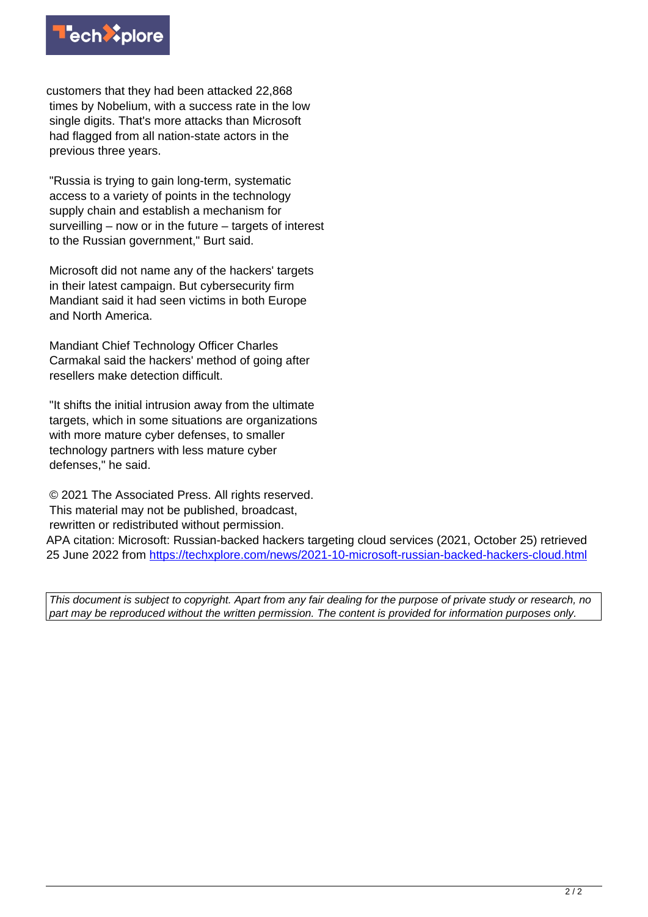customers that they had been attacked 22,868 times by Nobelium, with a success rate in the low single digits. That's more attacks than Microsoft had flagged from all nation-state actors in the previous three years.

"Russia is trying to gain long-term, systematic access to a variety of points in the technology supply chain and establish a mechanism for surveilling – now or in the future – targets of interest to the Russian government," Burt said.

Microsoft did not name any of the hackers' targets in their latest campaign. But cybersecurity firm Mandiant said it had seen victims in both Europe and North America.

Mandiant Chief Technology Officer Charles Carmakal said the hackers' method of going after resellers make detection difficult.

"It shifts the initial intrusion away from the ultimate targets, which in some situations are organizations with more mature cyber defenses, to smaller technology partners with less mature cyber defenses," he said.

© 2021 The Associated Press. All rights reserved. This material may not be published, broadcast, rewritten or redistributed without permission.

APA citation: Microsoft: Russian-backed hackers targeting cloud services (2021, October 25) retrieved 25 June 2022 from https://techxplore.com/news/2021-10-microsoft-russian-backed-hackers-cloud.html

*This document is subject to copyright. Apart from any fair dealing for the purpose of private study or research, no part may be reproduced without the written permission. The content is provided for information purposes only.*